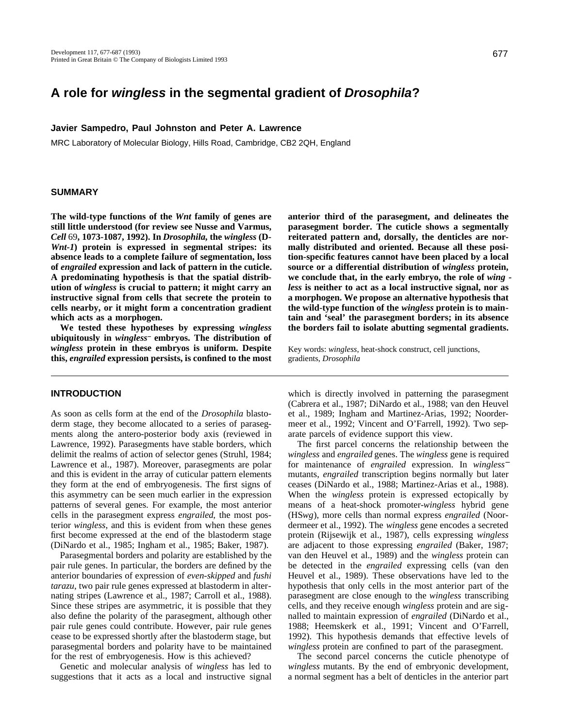# A role for *wingless* in the segmental gradient of *Drosophila*?

**Javier Sampedro, Paul Johnston and Peter A. Lawrence**

MRC Laboratory of Molecular Biology, Hills Road, Cambridge, CB2 2QH, England

## SUMMARY

**The wild-type functions of the *Wnt* family of genes are still little understood (for review see Nusse and Varmus, *Cell* 69, 1073-1087, 1992). In *Drosophila*, the *wingless* (*D-Wnt-1*) protein is expressed in segmental stripes: its absence leads to a complete failure of segmentation, loss of *engrailed* expression and lack of pattern in the cuticle. A predominating hypothesis is that the spatial distribution of *wingless* is crucial to pattern; it might carry an instructive signal from cells that secrete the protein to cells nearby, or it might form a concentration gradient which acts as a morphogen.**

**We tested these hypotheses by expressing *wingless* ubiquitously in *wingless*⁻ embryos. The distribution of *wingless* protein in these embryos is uniform. Despite this, *engrailed* expression persists, is confined to the most anterior third of the parasegment, and delineates the parasegment border. The cuticle shows a segmentally reiterated pattern and, dorsally, the denticles are normally distributed and oriented. Because all these position-specific features cannot have been placed by a local source or a differential distribution of *wingless* protein, we conclude that, in the early embryo, the role of *wingless* is neither to act as a local instructive signal, nor as a morphogen. We propose an alternative hypothesis that the wild-type function of the *wingless* protein is to maintain and 'seal' the parasegment borders; in its absence the borders fail to isolate abutting segmental gradients.**

Key words: *wingless*, heat-shock construct, cell junctions, gradients, *Drosophila*

## INTRODUCTION

As soon as cells form at the end of the *Drosophila* blastoderm stage, they become allocated to a series of parasegments along the antero-posterior body axis (reviewed in Lawrence, 1992). Parasegments have stable borders, which delimit the realms of action of selector genes (Struhl, 1984; Lawrence et al., 1987). Moreover, parasegments are polar and this is evident in the array of cuticular pattern elements they form at the end of embryogenesis. The first signs of this asymmetry can be seen much earlier in the expression patterns of several genes. For example, the most anterior cells in the parasegment express *engrailed*, the most posterior *wingless*, and this is evident from when these genes first become expressed at the end of the blastoderm stage (DiNardo et al., 1985; Ingham et al., 1985; Baker, 1987).

Parasegmental borders and polarity are established by the pair rule genes. In particular, the borders are defined by the anterior boundaries of expression of *even-skipped* and *fushi tarazu*, two pair rule genes expressed at blastoderm in alternating stripes (Lawrence et al., 1987; Carroll et al., 1988). Since these stripes are asymmetric, it is possible that they also define the polarity of the parasegment, although other pair rule genes could contribute. However, pair rule genes cease to be expressed shortly after the blastoderm stage, but parasegmental borders and polarity have to be maintained for the rest of embryogenesis. How is this achieved?

Genetic and molecular analysis of *wingless* has led to suggestions that it acts as a local and instructive signal which is directly involved in patterning the parasegment (Cabrera et al., 1987; DiNardo et al., 1988; van den Heuvel et al., 1989; Ingham and Martinez-Arias, 1992; Noordermeer et al., 1992; Vincent and O'Farrell, 1992). Two separate parcels of evidence support this view.

The first parcel concerns the relationship between the *wingless* and *engrailed* genes. The *wingless* gene is required for maintenance of *engrailed* expression. In *wingless*⁻ mutants, *engrailed* transcription begins normally but later ceases (DiNardo et al., 1988; Martinez-Arias et al., 1988). When the *wingless* protein is expressed ectopically by means of a heat-shock promoter-*wingless* hybrid gene (HS*wg*), more cells than normal express *engrailed* (Noordermeer et al., 1992). The *wingless* gene encodes a secreted protein (Rijsewijk et al., 1987), cells expressing *wingless* are adjacent to those expressing *engrailed* (Baker, 1987; van den Heuvel et al., 1989) and the *wingless* protein can be detected in the *engrailed* expressing cells (van den Heuvel et al., 1989). These observations have led to the hypothesis that only cells in the most anterior part of the parasegment are close enough to the *wingless* transcribing cells, and they receive enough *wingless* protein and are signalled to maintain expression of *engrailed* (DiNardo et al., 1988; Heemskerk et al., 1991; Vincent and O'Farrell, 1992). This hypothesis demands that effective levels of *wingless* protein are confined to part of the parasegment.

The second parcel concerns the cuticle phenotype of *wingless* mutants. By the end of embryonic development, a normal segment has a belt of denticles in the anterior part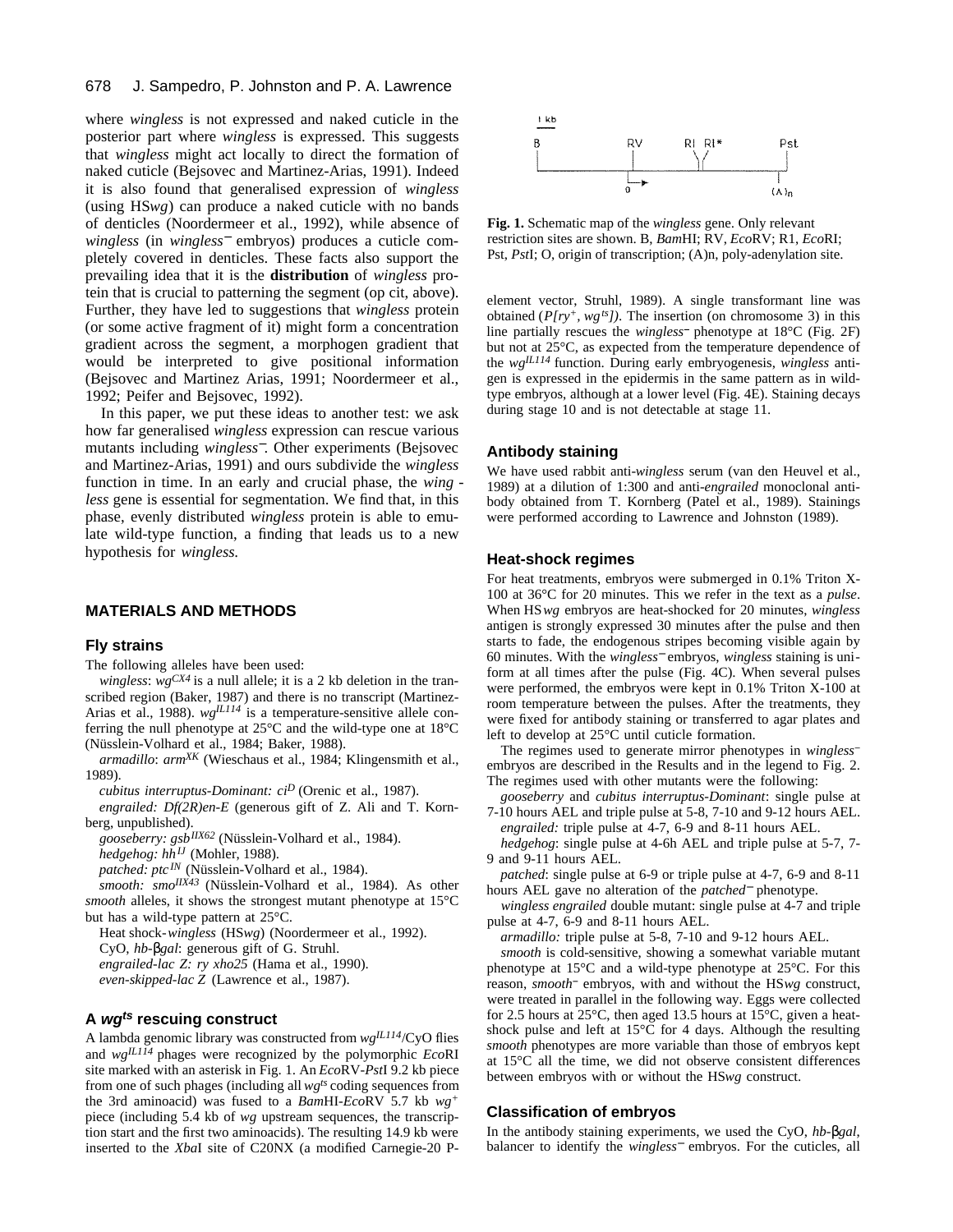where *wingless* is not expressed and naked cuticle in the posterior part where *wingless* is expressed. This suggests that *wingless* might act locally to direct the formation of naked cuticle (Bejsovec and Martinez-Arias, 1991). Indeed it is also found that generalised expression of *wingless* (using HS*wg*) can produce a naked cuticle with no bands of denticles (Noordermeer et al., 1992), while absence of *wingless* (in *wingless*⁻ embryos) produces a cuticle completely covered in denticles. These facts also support the prevailing idea that it is the **distribution** of *wingless* protein that is crucial to patterning the segment (op cit, above). Further, they have led to suggestions that *wingless* protein (or some active fragment of it) might form a concentration gradient across the segment, a morphogen gradient that would be interpreted to give positional information (Bejsovec and Martinez Arias, 1991; Noordermeer et al., 1992; Peifer and Bejsovec, 1992).

In this paper, we put these ideas to another test: we ask how far generalised *wingless* expression can rescue various mutants including *wingless*⁻. Other experiments (Bejsovec and Martinez-Arias, 1991) and ours subdivide the *wingless* function in time. In an early and crucial phase, the *wingless* gene is essential for segmentation. We find that, in this phase, evenly distributed *wingless* protein is able to emulate wild-type function, a finding that leads us to a new hypothesis for *wingless*.

## MATERIALS AND METHODS

### Fly strains

The following alleles have been used:

*wingless*: $wg^{CX4}$ is a null allele; it is a 2 kb deletion in the transcribed region (Baker, 1987) and there is no transcript (Martinez-Arias et al., 1988). $wg^{IL114}$ is a temperature-sensitive allele conferring the null phenotype at 25°C and the wild-type one at 18°C (Nüsslein-Volhard et al., 1984; Baker, 1988).

*armadillo*: $arm^{XK}$ (Wieschaus et al., 1984; Klingensmith et al., 1989).

*cubitus interruptus-Dominant*: $ci^{D}$ (Orenic et al., 1987).

*engrailed*: *Df(2R)en-E* (generous gift of Z. Ali and T. Kornberg, unpublished).

*gooseberry*: $gsb^{IIX62}$ (Nüsslein-Volhard et al., 1984).

*hedgehog*: $hh^{1J}$ (Mohler, 1988).

*patched*: $ptc^{IN}$ (Nüsslein-Volhard et al., 1984).

*smooth*: $smo^{IIX43}$ (Nüsslein-Volhard et al., 1984). As other *smooth* alleles, it shows the strongest mutant phenotype at 15°C but has a wild-type pattern at 25°C.

Heat shock-*wingless* (HS*wg*) (Noordermeer et al., 1992).

CyO, *hb*-β*gal*: generous gift of G. Struhl.

*engrailed-lac Z*: *ry xho25* (Hama et al., 1990).

*even-skipped-lac Z* (Lawrence et al., 1987).

### A $wg^{ts}$ rescuing construct

A lambda genomic library was constructed from $wg^{IL114}$/CyO flies and $wg^{IL114}$ phages were recognized by the polymorphic *Eco*RI site marked with an asterisk in Fig. 1. An *Eco*RV-*Pst*I 9.2 kb piece from one of such phages (including all $wg^{ts}$ coding sequences from the 3rd aminoacid) was fused to a *Bam*HI-*Eco*RV 5.7 kb $wg^{+}$ piece (including 5.4 kb of *wg* upstream sequences, the transcription start and the first two aminoacids). The resulting 14.9 kb were inserted to the *Xba*I site of C20NX (a modified Carnegie-20 P-element vector, Struhl, 1989). A single transformant line was obtained ($P[ry^{+}, wg^{ts}]$). The insertion (on chromosome 3) in this line partially rescues the *wingless*⁻ phenotype at 18°C (Fig. 2F) but not at 25°C, as expected from the temperature dependence of the $wg^{IL114}$ function. During early embryogenesis, *wingless* antigen is expressed in the epidermis in the same pattern as in wild-type embryos, although at a lower level (Fig. 4E). Staining decays during stage 10 and is not detectable at stage 11.

**Fig. 1.** Schematic map of the *wingless* gene. Only relevant restriction sites are shown. B, *Bam*HI; RV, *Eco*RV; R1, *Eco*RI; Pst, *Pst*I; O, origin of transcription; (A)n, poly-adenylation site.

### Antibody staining

We have used rabbit anti-*wingless* serum (van den Heuvel et al., 1989) at a dilution of 1:300 and anti-*engrailed* monoclonal antibody obtained from T. Kornberg (Patel et al., 1989). Stainings were performed according to Lawrence and Johnston (1989).

### Heat-shock regimes

For heat treatments, embryos were submerged in 0.1% Triton X-100 at 36°C for 20 minutes. This we refer in the text as a *pulse*. When HS*wg* embryos are heat-shocked for 20 minutes, *wingless* antigen is strongly expressed 30 minutes after the pulse and then starts to fade, the endogenous stripes becoming visible again by 60 minutes. With the *wingless*⁻ embryos, *wingless* staining is uniform at all times after the pulse (Fig. 4C). When several pulses were performed, the embryos were kept in 0.1% Triton X-100 at room temperature between the pulses. After the treatments, they were fixed for antibody staining or transferred to agar plates and left to develop at 25°C until cuticle formation.

The regimes used to generate mirror phenotypes in *wingless*⁻ embryos are described in the Results and in the legend to Fig. 2. The regimes used with other mutants were the following:

*gooseberry* and *cubitus interruptus-Dominant*: single pulse at 7-10 hours AEL and triple pulse at 5-8, 7-10 and 9-12 hours AEL.

*engrailed:* triple pulse at 4-7, 6-9 and 8-11 hours AEL.

*hedgehog*: single pulse at 4-6h AEL and triple pulse at 5-7, 7-9 and 9-11 hours AEL.

*patched*: single pulse at 6-9 or triple pulse at 4-7, 6-9 and 8-11 hours AEL gave no alteration of the *patched*⁻ phenotype.

*wingless engrailed* double mutant: single pulse at 4-7 and triple pulse at 4-7, 6-9 and 8-11 hours AEL.

*armadillo:* triple pulse at 5-8, 7-10 and 9-12 hours AEL.

*smooth* is cold-sensitive, showing a somewhat variable mutant phenotype at 15°C and a wild-type phenotype at 25°C. For this reason, *smooth*⁻ embryos, with and without the HS*wg* construct, were treated in parallel in the following way. Eggs were collected for 2.5 hours at 25°C, then aged 13.5 hours at 15°C, given a heat-shock pulse and left at 15°C for 4 days. Although the resulting *smooth* phenotypes are more variable than those of embryos kept at 15°C all the time, we did not observe consistent differences between embryos with or without the HS*wg* construct.

### Classification of embryos

In the antibody staining experiments, we used the CyO, *hb*-β*gal*, balancer to identify the *wingless*⁻ embryos. For the cuticles, all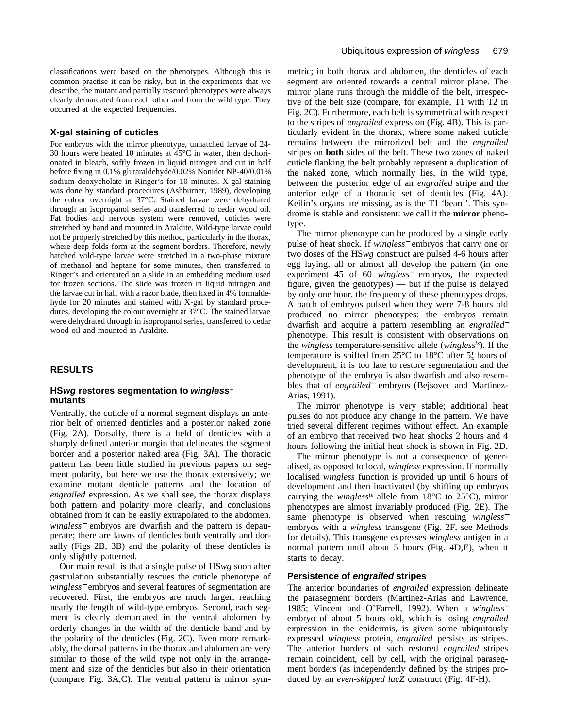classifications were based on the phenotypes. Although this is common practise it can be risky, but in the experiments that we describe, the mutant and partially rescued phenotypes were always clearly demarcated from each other and from the wild type. They occurred at the expected frequencies.

### X-gal staining of cuticles

For embryos with the mirror phenotype, unhatched larvae of 24-30 hours were heated 10 minutes at 45°C in water, then dechorionated in bleach, softly frozen in liquid nitrogen and cut in half before fixing in 0.1% glutaraldehyde/0.02% Nonidet NP-40/0.01% sodium deoxycholate in Ringer's for 10 minutes. X-gal staining was done by standard procedures (Ashburner, 1989), developing the colour overnight at 37°C. Stained larvae were dehydrated through an isopropanol series and transferred to cedar wood oil. Fat bodies and nervous system were removed, cuticles were stretched by hand and mounted in Araldite. Wild-type larvae could not be properly stretched by this method, particularly in the thorax, where deep folds form at the segment borders. Therefore, newly hatched wild-type larvae were stretched in a two-phase mixture of methanol and heptane for some minutes, then transferred to Ringer's and orientated on a slide in an embedding medium used for frozen sections. The slide was frozen in liquid nitrogen and the larvae cut in half with a razor blade, then fixed in 4% formaldehyde for 20 minutes and stained with X-gal by standard procedures, developing the colour overnight at 37°C. The stained larvae were dehydrated through in isopropanol series, transferred to cedar wood oil and mounted in Araldite.

## RESULTS

### HS*wg* restores segmentation to *wingless*⁻ mutants

Ventrally, the cuticle of a normal segment displays an anterior belt of oriented denticles and a posterior naked zone (Fig. 2A). Dorsally, there is a field of denticles with a sharply defined anterior margin that delineates the segment border and a posterior naked area (Fig. 3A). The thoracic pattern has been little studied in previous papers on segment polarity, but here we use the thorax extensively; we examine mutant denticle patterns and the location of *engrailed* expression. As we shall see, the thorax displays both pattern and polarity more clearly, and conclusions obtained from it can be easily extrapolated to the abdomen. *wingless*⁻ embryos are dwarfish and the pattern is depauperate; there are lawns of denticles both ventrally and dorsally (Figs 2B, 3B) and the polarity of these denticles is only slightly patterned.

Our main result is that a single pulse of HS*wg* soon after gastrulation substantially rescues the cuticle phenotype of *wingless*⁻ embryos and several features of segmentation are recovered. First, the embryos are much larger, reaching nearly the length of wild-type embryos. Second, each segment is clearly demarcated in the ventral abdomen by orderly changes in the width of the denticle band and by the polarity of the denticles (Fig. 2C). Even more remarkably, the dorsal patterns in the thorax and abdomen are very similar to those of the wild type not only in the arrangement and size of the denticles but also in their orientation (compare Fig. 3A,C). The ventral pattern is mirror symmetric; in both thorax and abdomen, the denticles of each segment are oriented towards a central mirror plane. The mirror plane runs through the middle of the belt, irrespective of the belt size (compare, for example, T1 with T2 in Fig. 2C). Furthermore, each belt is symmetrical with respect to the stripes of *engrailed* expression (Fig. 4B). This is particularly evident in the thorax, where some naked cuticle remains between the mirrorized belt and the *engrailed* stripes on **both** sides of the belt. These two zones of naked cuticle flanking the belt probably represent a duplication of the naked zone, which normally lies, in the wild type, between the posterior edge of an *engrailed* stripe and the anterior edge of a thoracic set of denticles (Fig. 4A). Keilin's organs are missing, as is the T1 'beard'. This syndrome is stable and consistent: we call it the **mirror** phenotype.

The mirror phenotype can be produced by a single early pulse of heat shock. If *wingless*⁻ embryos that carry one or two doses of the HS*wg* construct are pulsed 4-6 hours after egg laying, all or almost all develop the pattern (in one experiment 45 of 60 *wingless*⁻ embryos, the expected figure, given the genotypes) — but if the pulse is delayed by only one hour, the frequency of these phenotypes drops. A batch of embryos pulsed when they were 7-8 hours old produced no mirror phenotypes: the embryos remain dwarfish and acquire a pattern resembling an *engrailed*⁻ phenotype. This result is consistent with observations on the *wingless* temperature-sensitive allele (*wingless*$^{ts}$). If the temperature is shifted from 25°C to 18°C after 5½ hours of development, it is too late to restore segmentation and the phenotype of the embryo is also dwarfish and also resembles that of *engrailed*⁻ embryos (Bejsovec and Martinez-Arias, 1991).

The mirror phenotype is very stable; additional heat pulses do not produce any change in the pattern. We have tried several different regimes without effect. An example of an embryo that received two heat shocks 2 hours and 4 hours following the initial heat shock is shown in Fig. 2D.

The mirror phenotype is not a consequence of generalised, as opposed to local, *wingless* expression. If normally localised *wingless* function is provided up until 6 hours of development and then inactivated (by shifting up embryos carrying the *wingless*$^{ts}$ allele from 18°C to 25°C), mirror phenotypes are almost invariably produced (Fig. 2E). The same phenotype is observed when rescuing *wingless*⁻ embryos with a *wingless* transgene (Fig. 2F, see Methods for details). This transgene expresses *wingless* antigen in a normal pattern until about 5 hours (Fig. 4D,E), when it starts to decay.

### Persistence of *engrailed* stripes

The anterior boundaries of *engrailed* expression delineate the parasegment borders (Martinez-Arias and Lawrence, 1985; Vincent and O'Farrell, 1992). When a *wingless*⁻ embryo of about 5 hours old, which is losing *engrailed* expression in the epidermis, is given some ubiquitously expressed *wingless* protein, *engrailed* persists as stripes. The anterior borders of such restored *engrailed* stripes remain coincident, cell by cell, with the original parasegment borders (as independently defined by the stripes produced by an *even-skipped lacZ* construct (Fig. 4F-H).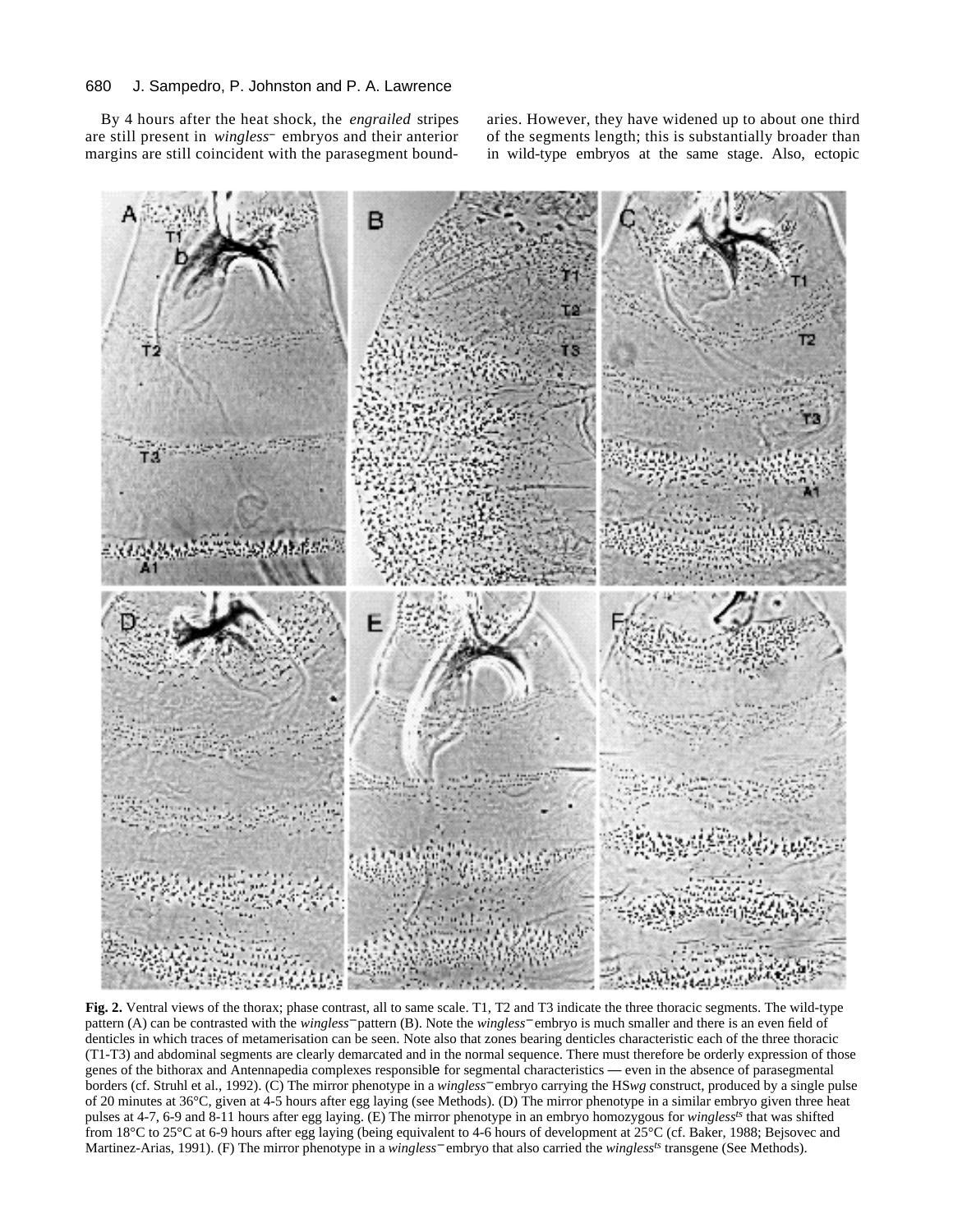By 4 hours after the heat shock, the *engrailed* stripes are still present in *wingless*⁻ embryos and their anterior margins are still coincident with the parasegment boundaries. However, they have widened up to about one third of the segments length; this is substantially broader than in wild-type embryos at the same stage. Also, ectopic

**Fig. 2.** Ventral views of the thorax; phase contrast, all to same scale. T1, T2 and T3 indicate the three thoracic segments. The wild-type pattern (A) can be contrasted with the *wingless*⁻ pattern (B). Note the *wingless*⁻ embryo is much smaller and there is an even field of denticles in which traces of metamerisation can be seen. Note also that zones bearing denticles characteristic each of the three thoracic (T1-T3) and abdominal segments are clearly demarcated and in the normal sequence. There must therefore be orderly expression of those genes of the bithorax and Antennapedia complexes responsible for segmental characteristics — even in the absence of parasegmental borders (cf. Struhl et al., 1992). (C) The mirror phenotype in a *wingless*⁻ embryo carrying the HS*wg* construct, produced by a single pulse of 20 minutes at 36°C, given at 4-5 hours after egg laying (see Methods). (D) The mirror phenotype in a similar embryo given three heat pulses at 4-7, 6-9 and 8-11 hours after egg laying. (E) The mirror phenotype in an embryo homozygous for *wingless*$^{ts}$ that was shifted from 18°C to 25°C at 6-9 hours after egg laying (being equivalent to 4-6 hours of development at 25°C (cf. Baker, 1988; Bejsovec and Martinez-Arias, 1991). (F) The mirror phenotype in a *wingless*⁻ embryo that also carried the *wingless*$^{ts}$ transgene (See Methods).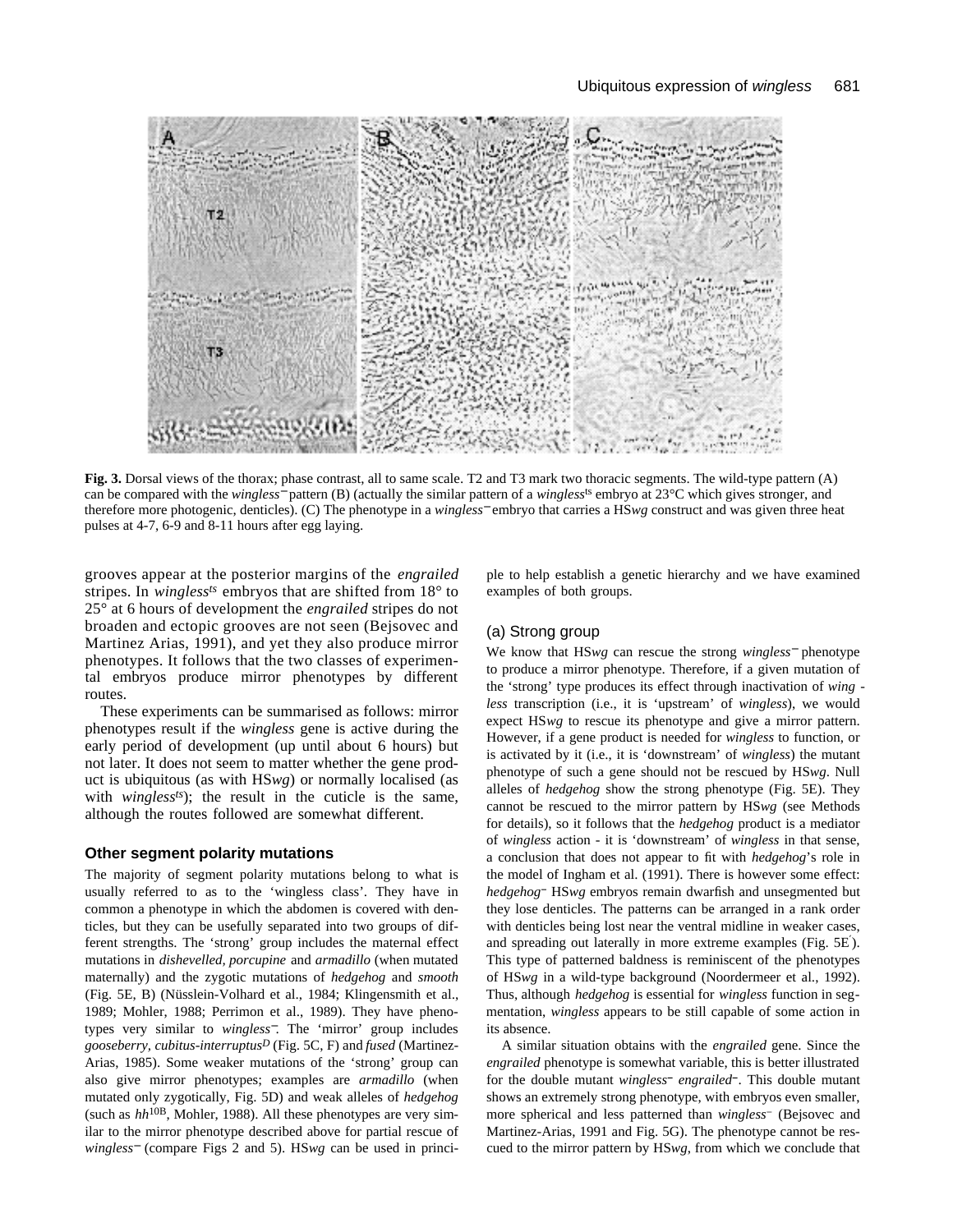**Fig. 3.** Dorsal views of the thorax; phase contrast, all to same scale. T2 and T3 mark two thoracic segments. The wild-type pattern (A) can be compared with the *wingless*⁻ pattern (B) (actually the similar pattern of a *wingless*$^{ts}$ embryo at 23°C which gives stronger, and therefore more photogenic, denticles). (C) The phenotype in a *wingless*⁻ embryo that carries a HS*wg* construct and was given three heat pulses at 4-7, 6-9 and 8-11 hours after egg laying.

grooves appear at the posterior margins of the *engrailed* stripes. In *wingless*$^{ts}$ embryos that are shifted from 18° to 25° at 6 hours of development the *engrailed* stripes do not broaden and ectopic grooves are not seen (Bejsovec and Martinez Arias, 1991), and yet they also produce mirror phenotypes. It follows that the two classes of experimental embryos produce mirror phenotypes by different routes.

These experiments can be summarised as follows: mirror phenotypes result if the *wingless* gene is active during the early period of development (up until about 6 hours) but not later. It does not seem to matter whether the gene product is ubiquitous (as with HS*wg*) or normally localised (as with *wingless*$^{ts}$); the result in the cuticle is the same, although the routes followed are somewhat different.

## Other segment polarity mutations

The majority of segment polarity mutations belong to what is usually referred to as to the 'wingless class'. They have in common a phenotype in which the abdomen is covered with denticles, but they can be usefully separated into two groups of different strengths. The 'strong' group includes the maternal effect mutations in *dishevelled*, *porcupine* and *armadillo* (when mutated maternally) and the zygotic mutations of *hedgehog* and *smooth* (Fig. 5E, B) (Nüsslein-Volhard et al., 1984; Klingensmith et al., 1989; Mohler, 1988; Perrimon et al., 1989). They have phenotypes very similar to *wingless*⁻. The 'mirror' group includes *gooseberry*, *cubitus-interruptus*$^{D}$ (Fig. 5C, F) and *fused* (Martinez-Arias, 1985). Some weaker mutations of the 'strong' group can also give mirror phenotypes; examples are *armadillo* (when mutated only zygotically, Fig. 5D) and weak alleles of *hedgehog* (such as *hh*$^{10B}$, Mohler, 1988). All these phenotypes are very similar to the mirror phenotype described above for partial rescue of *wingless*⁻ (compare Figs 2 and 5). HS*wg* can be used in principle to help establish a genetic hierarchy and we have examined examples of both groups.

### (a) Strong group

We know that HS*wg* can rescue the strong *wingless*⁻ phenotype to produce a mirror phenotype. Therefore, if a given mutation of the 'strong' type produces its effect through inactivation of *wingless* transcription (i.e., it is 'upstream' of *wingless*), we would expect HS*wg* to rescue its phenotype and give a mirror pattern. However, if a gene product is needed for *wingless* to function, or is activated by it (i.e., it is 'downstream' of *wingless*) the mutant phenotype of such a gene should not be rescued by HS*wg*. Null alleles of *hedgehog* show the strong phenotype (Fig. 5E). They cannot be rescued to the mirror pattern by HS*wg* (see Methods for details), so it follows that the *hedgehog* product is a mediator of *wingless* action - it is 'downstream' of *wingless* in that sense, a conclusion that does not appear to fit with *hedgehog*'s role in the model of Ingham et al. (1991). There is however some effect: *hedgehog*⁻ HS*wg* embryos remain dwarfish and unsegmented but they lose denticles. The patterns can be arranged in a rank order with denticles being lost near the ventral midline in weaker cases, and spreading out laterally in more extreme examples (Fig. 5E′). This type of patterned baldness is reminiscent of the phenotypes of HS*wg* in a wild-type background (Noordermeer et al., 1992). Thus, although *hedgehog* is essential for *wingless* function in segmentation, *wingless* appears to be still capable of some action in its absence.

A similar situation obtains with the *engrailed* gene. Since the *engrailed* phenotype is somewhat variable, this is better illustrated for the double mutant *wingless*⁻ *engrailed*⁻. This double mutant shows an extremely strong phenotype, with embryos even smaller, more spherical and less patterned than *wingless*⁻ (Bejsovec and Martinez-Arias, 1991 and Fig. 5G). The phenotype cannot be rescued to the mirror pattern by HS*wg*, from which we conclude that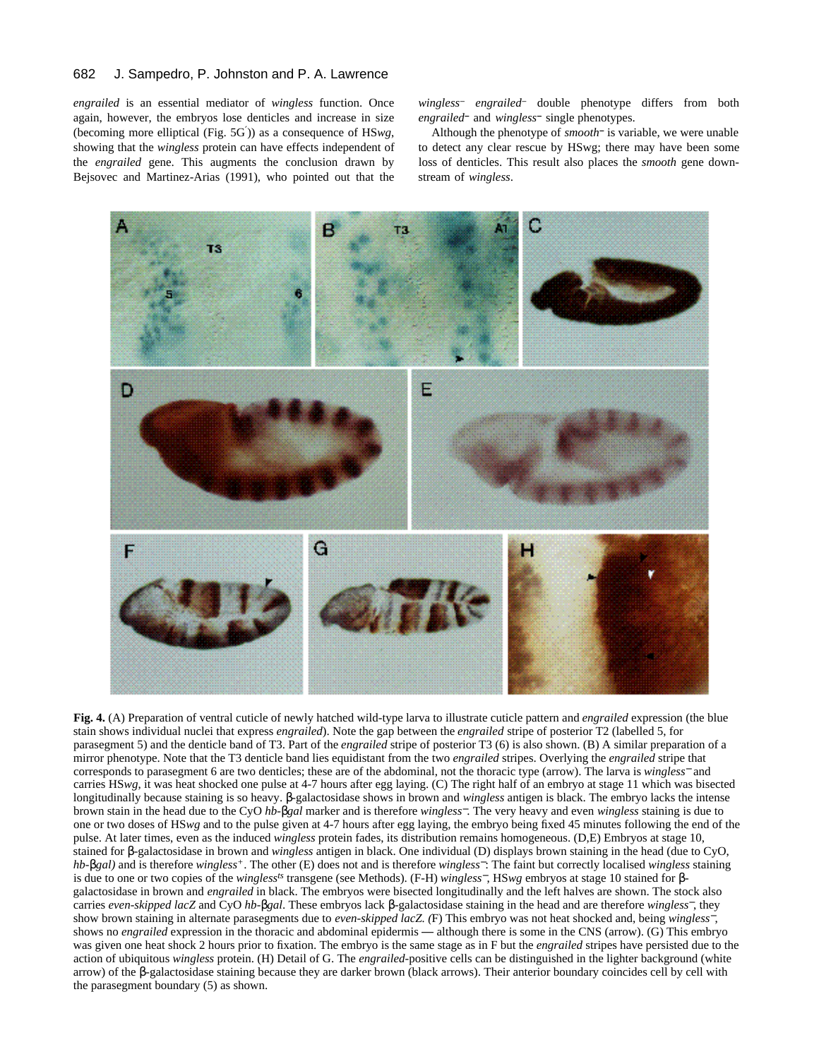*engrailed* is an essential mediator of *wingless* function. Once again, however, the embryos lose denticles and increase in size (becoming more elliptical (Fig. 5G′)) as a consequence of HS*wg*, showing that the *wingless* protein can have effects independent of the *engrailed* gene. This augments the conclusion drawn by Bejsovec and Martinez-Arias (1991), who pointed out that the *wingless*⁻ *engrailed*⁻ double phenotype differs from both *engrailed*⁻ and *wingless*⁻ single phenotypes.

Although the phenotype of *smooth*⁻ is variable, we were unable to detect any clear rescue by HSwg; there may have been some loss of denticles. This result also places the *smooth* gene downstream of *wingless*.

**Fig. 4.** (A) Preparation of ventral cuticle of newly hatched wild-type larva to illustrate cuticle pattern and *engrailed* expression (the blue stain shows individual nuclei that express *engrailed*). Note the gap between the *engrailed* stripe of posterior T2 (labelled 5, for parasegment 5) and the denticle band of T3. Part of the *engrailed* stripe of posterior T3 (6) is also shown. (B) A similar preparation of a mirror phenotype. Note that the T3 denticle band lies equidistant from the two *engrailed* stripes. Overlying the *engrailed* stripe that corresponds to parasegment 6 are two denticles; these are of the abdominal, not the thoracic type (arrow). The larva is *wingless*⁻ and carries HS*wg*, it was heat shocked one pulse at 4-7 hours after egg laying. (C) The right half of an embryo at stage 11 which was bisected longitudinally because staining is so heavy. β-galactosidase shows in brown and *wingless* antigen is black. The embryo lacks the intense brown stain in the head due to the CyO *hb*-β*gal* marker and is therefore *wingless*⁻. The very heavy and even *wingless* staining is due to one or two doses of HS*wg* and to the pulse given at 4-7 hours after egg laying, the embryo being fixed 45 minutes following the end of the pulse. At later times, even as the induced *wingless* protein fades, its distribution remains homogeneous. (D,E) Embryos at stage 10, stained for β-galactosidase in brown and *wingless* antigen in black. One individual (D) displays brown staining in the head (due to CyO, *hb*-β*gal)* and is therefore *wingless*⁺. The other (E) does not and is therefore *wingless*⁻. The faint but correctly localised *wingless* staining is due to one or two copies of the *wingless*$^{ts}$ transgene (see Methods). (F-H) *wingless*⁻, HS*wg* embryos at stage 10 stained for β-galactosidase in brown and *engrailed* in black. The embryos were bisected longitudinally and the left halves are shown. The stock also carries *even-skipped lacZ* and CyO *hb*-β*gal*. These embryos lack β-galactosidase staining in the head and are therefore *wingless*⁻, they show brown staining in alternate parasegments due to *even-skipped lacZ*. (F) This embryo was not heat shocked and, being *wingless*⁻, shows no *engrailed* expression in the thoracic and abdominal epidermis — although there is some in the CNS (arrow). (G) This embryo was given one heat shock 2 hours prior to fixation. The embryo is the same stage as in F but the *engrailed* stripes have persisted due to the action of ubiquitous *wingless* protein. (H) Detail of G. The *engrailed*-positive cells can be distinguished in the lighter background (white arrow) of the β-galactosidase staining because they are darker brown (black arrows). Their anterior boundary coincides cell by cell with the parasegment boundary (5) as shown.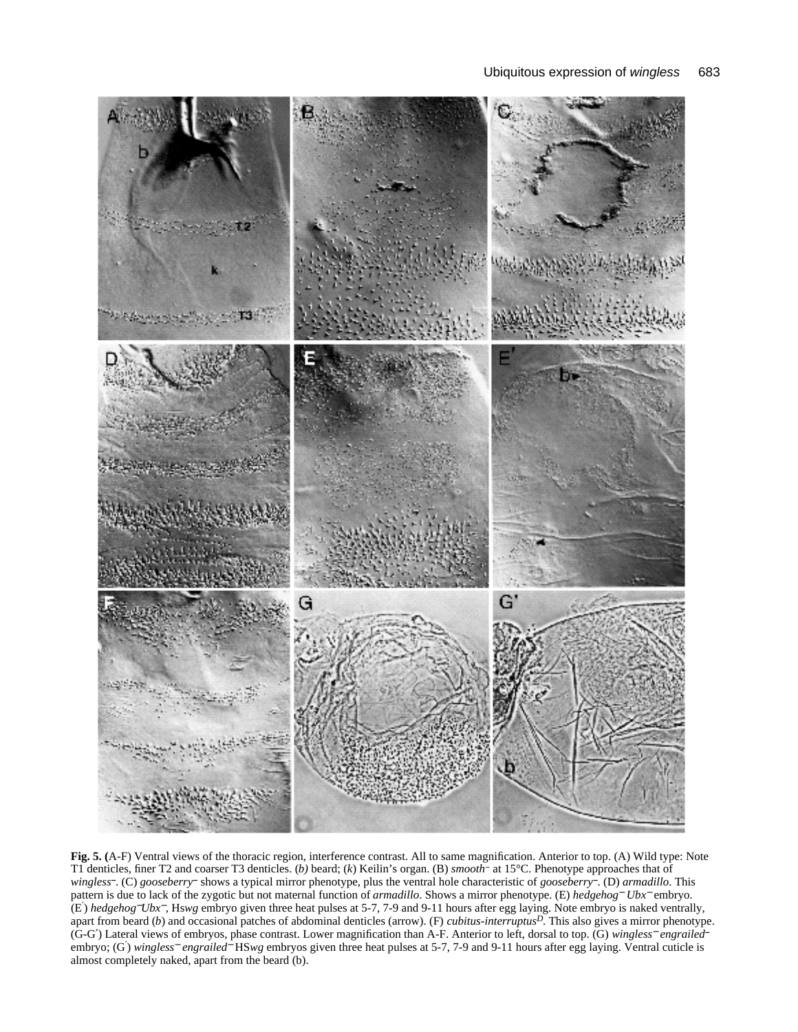**Fig. 5.** (A-F) Ventral views of the thoracic region, interference contrast. All to same magnification. Anterior to top. (A) Wild type: Note T1 denticles, finer T2 and coarser T3 denticles. (*b*) beard; (*k*) Keilin's organ. (B) *smooth*⁻ at 15°C. Phenotype approaches that of *wingless*⁻. (C) *gooseberry*⁻ shows a typical mirror phenotype, plus the ventral hole characteristic of *gooseberry*⁻. (D) *armadillo*. This pattern is due to lack of the zygotic but not maternal function of *armadillo*. Shows a mirror phenotype. (E) *hedgehog*⁻ *Ubx*⁻ embryo. (E′) *hedgehog*⁻*Ubx*⁻, Hs*wg* embryo given three heat pulses at 5-7, 7-9 and 9-11 hours after egg laying. Note embryo is naked ventrally, apart from beard (*b*) and occasional patches of abdominal denticles (arrow). (F) *cubitus-interruptus*$^{D}$. This also gives a mirror phenotype. (G-G′) Lateral views of embryos, phase contrast. Lower magnification than A-F. Anterior to left, dorsal to top. (G) *wingless*⁻ *engrailed*⁻ embryo; (G′) *wingless*⁻ *engrailed*⁻ HS*wg* embryos given three heat pulses at 5-7, 7-9 and 9-11 hours after egg laying. Ventral cuticle is almost completely naked, apart from the beard (b).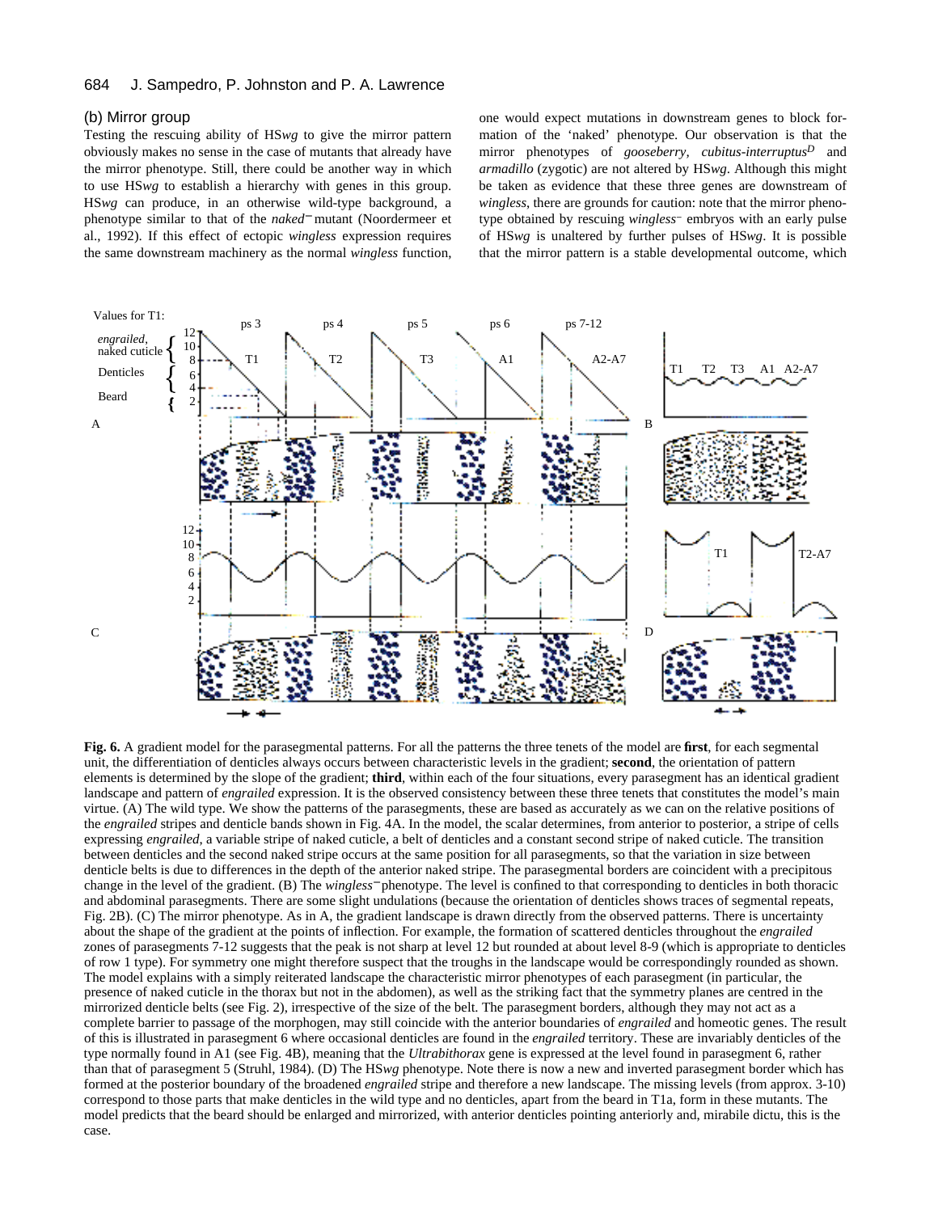### (b) Mirror group

Testing the rescuing ability of HS*wg* to give the mirror pattern obviously makes no sense in the case of mutants that already have the mirror phenotype. Still, there could be another way in which to use HS*wg* to establish a hierarchy with genes in this group. HS*wg* can produce, in an otherwise wild-type background, a phenotype similar to that of the *naked*⁻ mutant (Noordermeer et al., 1992). If this effect of ectopic *wingless* expression requires the same downstream machinery as the normal *wingless* function, one would expect mutations in downstream genes to block formation of the 'naked' phenotype. Our observation is that the mirror phenotypes of *gooseberry*, *cubitus-interruptus*$^D$ and *armadillo* (zygotic) are not altered by HS*wg*. Although this might be taken as evidence that these three genes are downstream of *wingless*, there are grounds for caution: note that the mirror phenotype obtained by rescuing *wingless*⁻ embryos with an early pulse of HS*wg* is unaltered by further pulses of HS*wg*. It is possible that the mirror pattern is a stable developmental outcome, which

**Fig. 6.** A gradient model for the parasegmental patterns. For all the patterns the three tenets of the model are **first**, for each segmental unit, the differentiation of denticles always occurs between characteristic levels in the gradient; **second**, the orientation of pattern elements is determined by the slope of the gradient; **third**, within each of the four situations, every parasegment has an identical gradient landscape and pattern of *engrailed* expression. It is the observed consistency between these three tenets that constitutes the model's main virtue. (A) The wild type. We show the patterns of the parasegments, these are based as accurately as we can on the relative positions of the *engrailed* stripes and denticle bands shown in Fig. 4A. In the model, the scalar determines, from anterior to posterior, a stripe of cells expressing *engrailed*, a variable stripe of naked cuticle, a belt of denticles and a constant second stripe of naked cuticle. The transition between denticles and the second naked stripe occurs at the same position for all parasegments, so that the variation in size between denticle belts is due to differences in the depth of the anterior naked stripe. The parasegmental borders are coincident with a precipitous change in the level of the gradient. (B) The *wingless*⁻phenotype. The level is confined to that corresponding to denticles in both thoracic and abdominal parasegments. There are some slight undulations (because the orientation of denticles shows traces of segmental repeats, Fig. 2B). (C) The mirror phenotype. As in A, the gradient landscape is drawn directly from the observed patterns. There is uncertainty about the shape of the gradient at the points of inflection. For example, the formation of scattered denticles throughout the *engrailed* zones of parasegments 7-12 suggests that the peak is not sharp at level 12 but rounded at about level 8-9 (which is appropriate to denticles of row 1 type). For symmetry one might therefore suspect that the troughs in the landscape would be correspondingly rounded as shown. The model explains with a simply reiterated landscape the characteristic mirror phenotypes of each parasegment (in particular, the presence of naked cuticle in the thorax but not in the abdomen), as well as the striking fact that the symmetry planes are centred in the mirrorized denticle belts (see Fig. 2), irrespective of the size of the belt. The parasegment borders, although they may not act as a complete barrier to passage of the morphogen, may still coincide with the anterior boundaries of *engrailed* and homeotic genes. The result of this is illustrated in parasegment 6 where occasional denticles are found in the *engrailed* territory. These are invariably denticles of the type normally found in A1 (see Fig. 4B), meaning that the *Ultrabithorax* gene is expressed at the level found in parasegment 6, rather than that of parasegment 5 (Struhl, 1984). (D) The HS*wg* phenotype. Note there is now a new and inverted parasegment border which has formed at the posterior boundary of the broadened *engrailed* stripe and therefore a new landscape. The missing levels (from approx. 3-10) correspond to those parts that make denticles in the wild type and no denticles, apart from the beard in T1a, form in these mutants. The model predicts that the beard should be enlarged and mirrorized, with anterior denticles pointing anteriorly and, mirabile dictu, this is the case.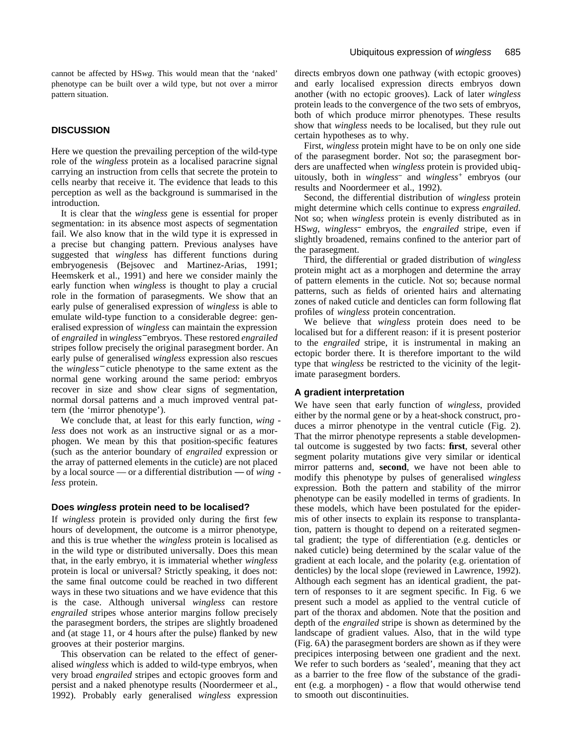cannot be affected by HS*wg*. This would mean that the 'naked' phenotype can be built over a wild type, but not over a mirror pattern situation.

## DISCUSSION

Here we question the prevailing perception of the wild-type role of the *wingless* protein as a localised paracrine signal carrying an instruction from cells that secrete the protein to cells nearby that receive it. The evidence that leads to this perception as well as the background is summarised in the introduction.

It is clear that the *wingless* gene is essential for proper segmentation: in its absence most aspects of segmentation fail. We also know that in the wild type it is expressed in a precise but changing pattern. Previous analyses have suggested that *wingless* has different functions during embryogenesis (Bejsovec and Martinez-Arias, 1991; Heemskerk et al., 1991) and here we consider mainly the early function when *wingless* is thought to play a crucial role in the formation of parasegments. We show that an early pulse of generalised expression of *wingless* is able to emulate wild-type function to a considerable degree: generalised expression of *wingless* can maintain the expression of *engrailed* in *wingless*$^-$embryos. These restored *engrailed* stripes follow precisely the original parasegment border. An early pulse of generalised *wingless* expression also rescues the *wingless*$^-$ cuticle phenotype to the same extent as the normal gene working around the same period: embryos recover in size and show clear signs of segmentation, normal dorsal patterns and a much improved ventral pattern (the 'mirror phenotype').

We conclude that, at least for this early function, *wingless* does not work as an instructive signal or as a morphogen. We mean by this that position-specific features (such as the anterior boundary of *engrailed* expression or the array of patterned elements in the cuticle) are not placed by a local source — or a differential distribution — of *wingless* protein.

### Does *wingless* protein need to be localised?

If *wingless* protein is provided only during the first few hours of development, the outcome is a mirror phenotype, and this is true whether the *wingless* protein is localised as in the wild type or distributed universally. Does this mean that, in the early embryo, it is immaterial whether *wingless* protein is local or universal? Strictly speaking, it does not: the same final outcome could be reached in two different ways in these two situations and we have evidence that this is the case. Although universal *wingless* can restore *engrailed* stripes whose anterior margins follow precisely the parasegment borders, the stripes are slightly broadened and (at stage 11, or 4 hours after the pulse) flanked by new grooves at their posterior margins.

This observation can be related to the effect of generalised *wingless* which is added to wild-type embryos, when very broad *engrailed* stripes and ectopic grooves form and persist and a naked phenotype results (Noordermeer et al., 1992). Probably early generalised *wingless* expression directs embryos down one pathway (with ectopic grooves) and early localised expression directs embryos down another (with no ectopic grooves). Lack of later *wingless* protein leads to the convergence of the two sets of embryos, both of which produce mirror phenotypes. These results show that *wingless* needs to be localised, but they rule out certain hypotheses as to why.

First, *wingless* protein might have to be on only one side of the parasegment border. Not so; the parasegment borders are unaffected when *wingless* protein is provided ubiquitously, both in *wingless*$^-$ and *wingless*$^+$ embryos (our results and Noordermeer et al., 1992).

Second, the differential distribution of *wingless* protein might determine which cells continue to express *engrailed*. Not so; when *wingless* protein is evenly distributed as in HS*wg*, *wingless*$^-$ embryos, the *engrailed* stripe, even if slightly broadened, remains confined to the anterior part of the parasegment.

Third, the differential or graded distribution of *wingless* protein might act as a morphogen and determine the array of pattern elements in the cuticle. Not so; because normal patterns, such as fields of oriented hairs and alternating zones of naked cuticle and denticles can form following flat profiles of *wingless* protein concentration.

We believe that *wingless* protein does need to be localised but for a different reason: if it is present posterior to the *engrailed* stripe, it is instrumental in making an ectopic border there. It is therefore important to the wild type that *wingless* be restricted to the vicinity of the legitimate parasegment borders.

### A gradient interpretation

We have seen that early function of *wingless*, provided either by the normal gene or by a heat-shock construct, produces a mirror phenotype in the ventral cuticle (Fig. 2). That the mirror phenotype represents a stable developmental outcome is suggested by two facts: **first**, several other segment polarity mutations give very similar or identical mirror patterns and, **second**, we have not been able to modify this phenotype by pulses of generalised *wingless* expression. Both the pattern and stability of the mirror phenotype can be easily modelled in terms of gradients. In these models, which have been postulated for the epidermis of other insects to explain its response to transplantation, pattern is thought to depend on a reiterated segmental gradient; the type of differentiation (e.g. denticles or naked cuticle) being determined by the scalar value of the gradient at each locale, and the polarity (e.g. orientation of denticles) by the local slope (reviewed in Lawrence, 1992). Although each segment has an identical gradient, the pattern of responses to it are segment specific. In Fig. 6 we present such a model as applied to the ventral cuticle of part of the thorax and abdomen. Note that the position and depth of the *engrailed* stripe is shown as determined by the landscape of gradient values. Also, that in the wild type (Fig. 6A) the parasegment borders are shown as if they were precipices interposing between one gradient and the next. We refer to such borders as 'sealed', meaning that they act as a barrier to the free flow of the substance of the gradient (e.g. a morphogen) - a flow that would otherwise tend to smooth out discontinuities.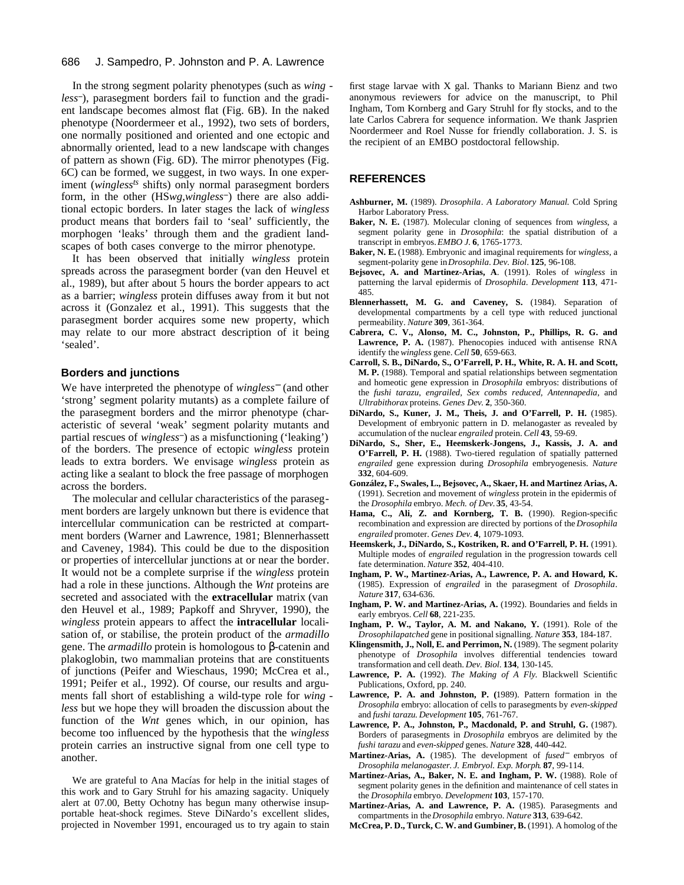In the strong segment polarity phenotypes (such as *wingless*⁻), parasegment borders fail to function and the gradient landscape becomes almost flat (Fig. 6B). In the naked phenotype (Noordermeer et al., 1992), two sets of borders, one normally positioned and oriented and one ectopic and abnormally oriented, lead to a new landscape with changes of pattern as shown (Fig. 6D). The mirror phenotypes (Fig. 6C) can be formed, we suggest, in two ways. In one experiment (*wingless*$^{ts}$ shifts) only normal parasegment borders form, in the other (HS*wg*,*wingless*⁻) there are also additional ectopic borders. In later stages the lack of *wingless* product means that borders fail to 'seal' sufficiently, the morphogen 'leaks' through them and the gradient landscapes of both cases converge to the mirror phenotype.

It has been observed that initially *wingless* protein spreads across the parasegment border (van den Heuvel et al., 1989), but after about 5 hours the border appears to act as a barrier; *wingless* protein diffuses away from it but not across it (Gonzalez et al., 1991). This suggests that the parasegment border acquires some new property, which may relate to our more abstract description of it being 'sealed'.

### Borders and junctions

We have interpreted the phenotype of *wingless*⁻ (and other 'strong' segment polarity mutants) as a complete failure of the parasegment borders and the mirror phenotype (characteristic of several 'weak' segment polarity mutants and partial rescues of *wingless*⁻) as a misfunctioning ('leaking') of the borders. The presence of ectopic *wingless* protein leads to extra borders. We envisage *wingless* protein as acting like a sealant to block the free passage of morphogen across the borders.

The molecular and cellular characteristics of the parasegment borders are largely unknown but there is evidence that intercellular communication can be restricted at compartment borders (Warner and Lawrence, 1981; Blennerhassett and Caveney, 1984). This could be due to the disposition or properties of intercellular junctions at or near the border. It would not be a complete surprise if the *wingless* protein had a role in these junctions. Although the *Wnt* proteins are secreted and associated with the **extracellular** matrix (van den Heuvel et al., 1989; Papkoff and Shryver, 1990), the *wingless* protein appears to affect the **intracellular** localisation of, or stabilise, the protein product of the *armadillo* gene. The *armadillo* protein is homologous to β-catenin and plakoglobin, two mammalian proteins that are constituents of junctions (Peifer and Wieschaus, 1990; McCrea et al., 1991; Peifer et al., 1992). Of course, our results and arguments fall short of establishing a wild-type role for *wingless* but we hope they will broaden the discussion about the function of the *Wnt* genes which, in our opinion, has become too influenced by the hypothesis that the *wingless* protein carries an instructive signal from one cell type to another.

We are grateful to Ana Macías for help in the initial stages of this work and to Gary Struhl for his amazing sagacity. Uniquely alert at 07.00, Betty Ochotny has begun many otherwise insupportable heat-shock regimes. Steve DiNardo's excellent slides, projected in November 1991, encouraged us to try again to stain first stage larvae with X gal. Thanks to Mariann Bienz and two anonymous reviewers for advice on the manuscript, to Phil Ingham, Tom Kornberg and Gary Struhl for fly stocks, and to the late Carlos Cabrera for sequence information. We thank Jasprien Noordermeer and Roel Nusse for friendly collaboration. J. S. is the recipient of an EMBO postdoctoral fellowship.

## REFERENCES

**Ashburner, M.** (1989). *Drosophila*. *A Laboratory Manual.* Cold Spring Harbor Laboratory Press.

**Baker, N. E.** (1987). Molecular cloning of sequences from *wingless*, a segment polarity gene in *Drosophila*: the spatial distribution of a transcript in embryos. *EMBO J.* **6**, 1765-1773.

**Baker, N. E.** (1988). Embryonic and imaginal requirements for *wingless*, a segment-polarity gene in *Drosophila*. *Dev. Biol*. **125**, 96-108.

**Bejsovec, A. and Martinez-Arias, A**. (1991). Roles of *wingless* in patterning the larval epidermis of *Drosophila*. *Development* **113**, 471-485.

**Blennerhassett, M. G. and Caveney, S.** (1984). Separation of developmental compartments by a cell type with reduced junctional permeability. *Nature* **309**, 361-364.

**Cabrera, C. V., Alonso, M. C., Johnston, P., Phillips, R. G. and Lawrence, P. A.** (1987). Phenocopies induced with antisense RNA identify the *wingless* gene. *Cell* **50**, 659-663.

**Carroll, S. B., DiNardo, S., O'Farrell, P. H., White, R. A. H. and Scott, M. P.** (1988). Temporal and spatial relationships between segmentation and homeotic gene expression in *Drosophila* embryos: distributions of the *fushi tarazu*, *engrailed*, *Sex combs reduced*, *Antennapedia*, and *Ultrabithorax* proteins. *Genes Dev.* **2**, 350-360.

**DiNardo, S., Kuner, J. M., Theis, J. and O'Farrell, P. H.** (1985). Development of embryonic pattern in D. melanogaster as revealed by accumulation of the nuclear *engrailed* protein. *Cell* **43**, 59-69.

**DiNardo, S., Sher, E., Heemskerk-Jongens, J., Kassis, J. A. and O'Farrell, P. H.** (1988). Two-tiered regulation of spatially patterned *engrailed* gene expression during *Drosophila* embryogenesis. *Nature* **332**, 604-609.

**González, F., Swales, L., Bejsovec, A., Skaer, H. and Martinez Arias, A.** (1991). Secretion and movement of *wingless* protein in the epidermis of the *Drosophila* embryo. *Mech. of Dev.* **35**, 43-54.

**Hama, C., Ali, Z. and Kornberg, T. B.** (1990). Region-specific recombination and expression are directed by portions of the *Drosophila engrailed* promoter. *Genes Dev.* **4**, 1079-1093.

**Heemskerk, J., DiNardo, S., Kostriken, R. and O'Farrell, P. H.** (1991). Multiple modes of *engrailed* regulation in the progression towards cell fate determination. *Nature* **352**, 404-410.

**Ingham, P. W., Martinez-Arias, A., Lawrence, P. A. and Howard, K.** (1985). Expression of *engrailed* in the parasegment of *Drosophila*. *Nature* **317**, 634-636.

**Ingham, P. W. and Martinez-Arias, A.** (1992). Boundaries and fields in early embryos. *Cell* **68**, 221-235.

**Ingham, P. W., Taylor, A. M. and Nakano, Y.** (1991). Role of the *Drosophila patched* gene in positional signalling. *Nature* **353**, 184-187.

**Klingensmith, J., Noll, E. and Perrimon, N.** (1989). The segment polarity phenotype of *Drosophila* involves differential tendencies toward transformation and cell death. *Dev. Biol*. **134**, 130-145.

**Lawrence, P. A.** (1992). *The Making of A Fly.* Blackwell Scientific Publications, Oxford, pp. 240.

**Lawrence, P. A. and Johnston, P.** (1989). Pattern formation in the *Drosophila* embryo: allocation of cells to parasegments by *even-skipped* and *fushi tarazu*. *Development* **105**, 761-767.

**Lawrence, P. A., Johnston, P., Macdonald, P. and Struhl, G.** (1987). Borders of parasegments in *Drosophila* embryos are delimited by the *fushi tarazu* and *even-skipped* genes. *Nature* **328**, 440-442.

**Martinez-Arias, A.** (1985). The development of *fused*⁻ embryos of *Drosophila melanogaster*. *J. Embryol. Exp. Morph.* **87**, 99-114.

**Martinez-Arias, A., Baker, N. E. and Ingham, P. W.** (1988). Role of segment polarity genes in the definition and maintenance of cell states in the *Drosophila* embryo. *Development* **103**, 157-170.

**Martinez-Arias, A. and Lawrence, P. A.** (1985). Parasegments and compartments in the *Drosophila* embryo. *Nature* **313**, 639-642.

**McCrea, P. D., Turck, C. W. and Gumbiner, B.** (1991). A homolog of the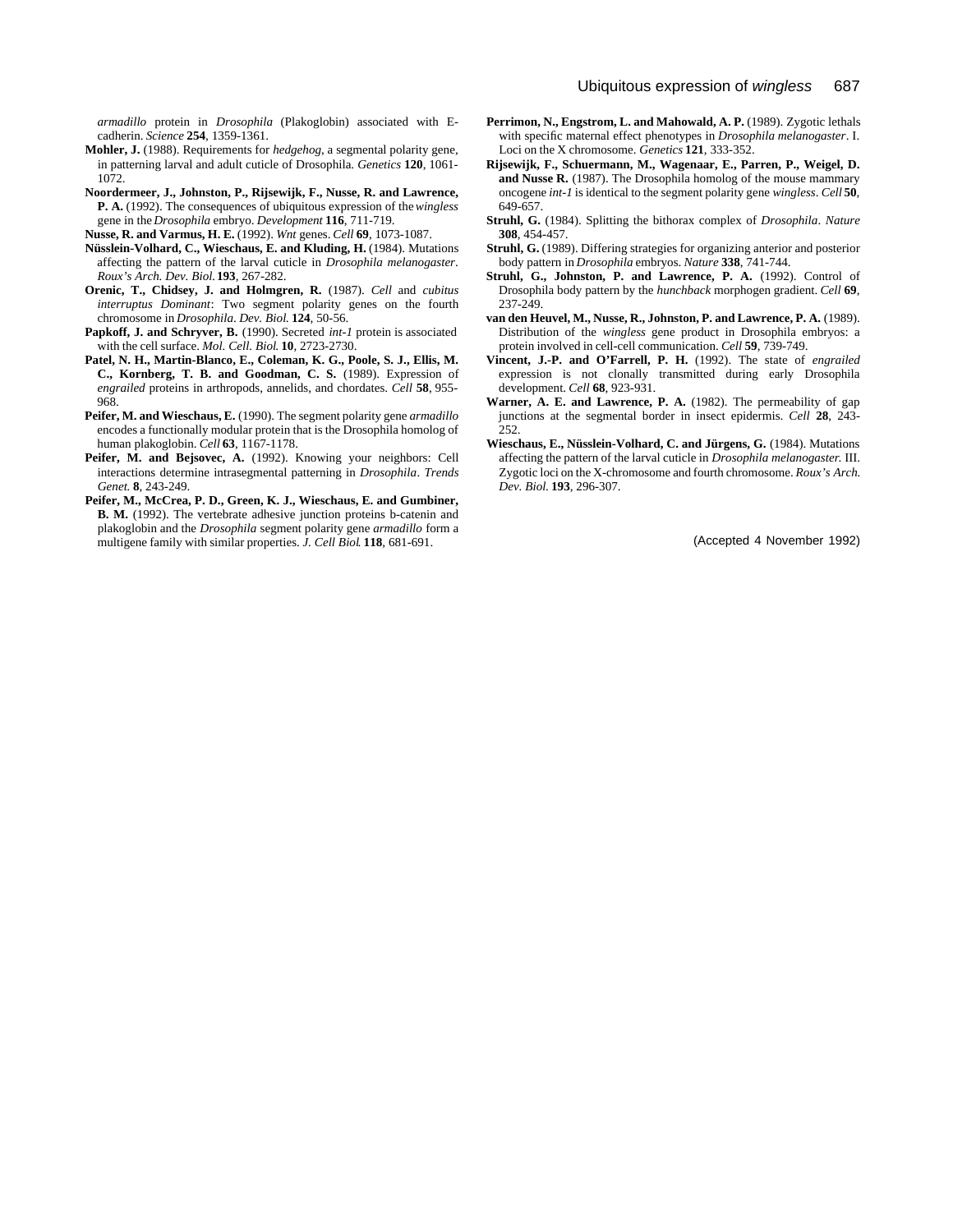*armadillo* protein in *Drosophila* (Plakoglobin) associated with E-cadherin. *Science* **254**, 1359-1361.

**Mohler, J.** (1988). Requirements for *hedgehog*, a segmental polarity gene, in patterning larval and adult cuticle of Drosophila. *Genetics* **120**, 1061-1072.

**Noordermeer, J., Johnston, P., Rijsewijk, F., Nusse, R. and Lawrence, P. A.** (1992). The consequences of ubiquitous expression of the *wingless* gene in the *Drosophila* embryo. *Development* **116**, 711-719.

**Nusse, R. and Varmus, H. E.** (1992). *Wnt* genes. *Cell* **69**, 1073-1087.

**Nüsslein-Volhard, C., Wieschaus, E. and Kluding, H.** (1984). Mutations affecting the pattern of the larval cuticle in *Drosophila melanogaster*. *Roux's Arch. Dev. Biol.* **193**, 267-282.

**Orenic, T., Chidsey, J. and Holmgren, R.** (1987). *Cell* and *cubitus interruptus Dominant*: Two segment polarity genes on the fourth chromosome in *Drosophila*. *Dev. Biol.* **124**, 50-56.

**Papkoff, J. and Schryver, B.** (1990). Secreted *int-1* protein is associated with the cell surface. *Mol. Cell. Biol.* **10**, 2723-2730.

**Patel, N. H., Martin-Blanco, E., Coleman, K. G., Poole, S. J., Ellis, M. C., Kornberg, T. B. and Goodman, C. S.** (1989). Expression of *engrailed* proteins in arthropods, annelids, and chordates. *Cell* **58**, 955-968.

**Peifer, M. and Wieschaus, E.** (1990). The segment polarity gene *armadillo* encodes a functionally modular protein that is the Drosophila homolog of human plakoglobin. *Cell* **63**, 1167-1178.

**Peifer, M. and Bejsovec, A.** (1992). Knowing your neighbors: Cell interactions determine intrasegmental patterning in *Drosophila*. *Trends Genet.* **8**, 243-249.

**Peifer, M., McCrea, P. D., Green, K. J., Wieschaus, E. and Gumbiner, B. M.** (1992). The vertebrate adhesive junction proteins b-catenin and plakoglobin and the *Drosophila* segment polarity gene *armadillo* form a multigene family with similar properties. *J. Cell Biol.* **118**, 681-691.

**Perrimon, N., Engstrom, L. and Mahowald, A. P.** (1989). Zygotic lethals with specific maternal effect phenotypes in *Drosophila melanogaster*. I. Loci on the X chromosome. *Genetics* **121**, 333-352.

**Rijsewijk, F., Schuermann, M., Wagenaar, E., Parren, P., Weigel, D. and Nusse R.** (1987). The Drosophila homolog of the mouse mammary oncogene *int-1* is identical to the segment polarity gene *wingless*. *Cell* **50**, 649-657.

**Struhl, G.** (1984). Splitting the bithorax complex of *Drosophila*. *Nature* **308**, 454-457.

**Struhl, G.** (1989). Differing strategies for organizing anterior and posterior body pattern in *Drosophila* embryos. *Nature* **338**, 741-744.

**Struhl, G., Johnston, P. and Lawrence, P. A.** (1992). Control of Drosophila body pattern by the *hunchback* morphogen gradient. *Cell* **69**, 237-249.

**van den Heuvel, M., Nusse, R., Johnston, P. and Lawrence, P. A.** (1989). Distribution of the *wingless* gene product in Drosophila embryos: a protein involved in cell-cell communication. *Cell* **59**, 739-749.

**Vincent, J.-P. and O'Farrell, P. H.** (1992). The state of *engrailed* expression is not clonally transmitted during early Drosophila development. *Cell* **68**, 923-931.

**Warner, A. E. and Lawrence, P. A.** (1982). The permeability of gap junctions at the segmental border in insect epidermis. *Cell* **28**, 243-252.

**Wieschaus, E., Nüsslein-Volhard, C. and Jürgens, G.** (1984). Mutations affecting the pattern of the larval cuticle in *Drosophila melanogaster.* III. Zygotic loci on the X-chromosome and fourth chromosome. *Roux's Arch. Dev. Biol.* **193**, 296-307.

(Accepted 4 November 1992)